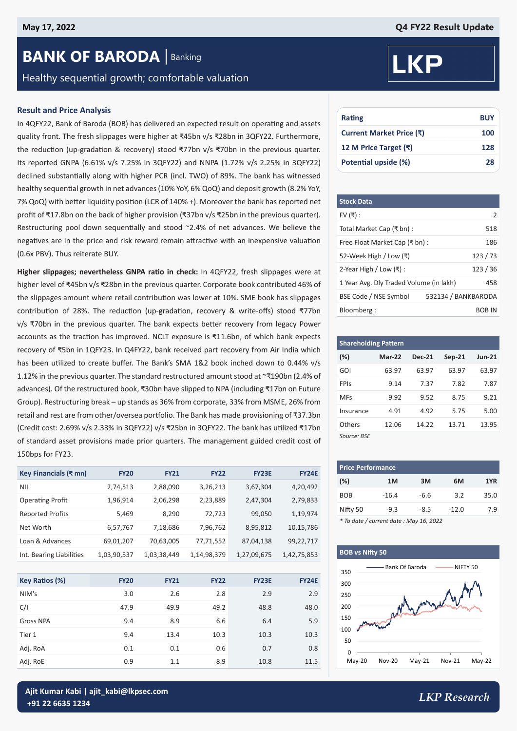May 17, 2022

Q4 FY22 Result Update

# BANK OF BARODA | Banking

Healthy sequential growth; comfortable valuation

## Result and Price Analysis

In 4QFY22, Bank of Baroda (BOB) has delivered an expected result on operating and assets quality front. The fresh slippages were higher at ₹45bn v/s ₹28bn in 3QFY22. Furthermore, the reduction (up-gradation & recovery) stood ₹77bn v/s ₹70bn in the previous quarter. Its reported GNPA (6.61% v/s 7.25% in 3QFY22) and NNPA (1.72% v/s 2.25% in 3QFY22) declined substantially along with higher PCR (incl. TWO) of 89%. The bank has witnessed healthy sequential growth in net advances (10% YoY, 6% QoQ) and deposit growth (8.2% YoY, 7% QoQ) with better liquidity position (LCR of 140% +). Moreover the bank has reported net profit of ₹17.8bn on the back of higher provision (₹37bn v/s ₹25bn in the previous quarter). Restructuring pool down sequentially and stood ~2.4% of net advances. We believe the negatives are in the price and risk reward remain attractive with an inexpensive valuation (0.6x PBV). Thus reiterate BUY.

**Higher slippages; nevertheless GNPA ratio in check:** In 4QFY22, fresh slippages were at higher level of ₹45bn v/s ₹28bn in the previous quarter. Corporate book contributed 46% of the slippages amount where retail contribution was lower at 10%. SME book has slippages contribution of 28%. The reduction (up-gradation, recovery & write-offs) stood ₹77bn v/s ₹70bn in the previous quarter. The bank expects better recovery from legacy Power accounts as the traction has improved. NCLT exposure is ₹11.6bn, of which bank expects recovery of ₹5bn in 1QFY23. In Q4FY22, bank received part recovery from Air India which has been utilized to create buffer. The Bank's SMA 1&2 book inched down to 0.44% v/s 1.12% in the previous quarter. The standard restructured amount stood at ~₹190bn (2.4% of advances). Of the restructured book, ₹30bn have slipped to NPA (including ₹17bn on Future Group). Restructuring break – up stands as 36% from corporate, 33% from MSME, 26% from retail and rest are from other/oversea portfolio. The Bank has made provisioning of ₹37.3bn (Credit cost: 2.69% v/s 2.33% in 3QFY22) v/s ₹25bn in 3QFY22. The bank has utilized ₹17bn of standard asset provisions made prior quarters. The management guided credit cost of 150bps for FY23.

| Key Financials (₹ mn) | FY20 | FY21 | FY22 | FY23E | FY24E |
|---|---|---|---|---|---|
| NII | 2,74,513 | 2,88,090 | 3,26,213 | 3,67,304 | 4,20,492 |
| Operating Profit | 1,96,914 | 2,06,298 | 2,23,889 | 2,47,304 | 2,79,833 |
| Reported Profits | 5,469 | 8,290 | 72,723 | 99,050 | 1,19,974 |
| Net Worth | 6,57,767 | 7,18,686 | 7,96,762 | 8,95,812 | 10,15,786 |
| Loan & Advances | 69,01,207 | 70,63,005 | 77,71,552 | 87,04,138 | 99,22,717 |
| Int. Bearing Liabilities | 1,03,90,537 | 1,03,38,449 | 1,14,98,379 | 1,27,09,675 | 1,42,75,853 |

| Key Ratios (%) | FY20 | FY21 | FY22 | FY23E | FY24E |
|---|---|---|---|---|---|
| NIM's | 3.0 | 2.6 | 2.8 | 2.9 | 2.9 |
| C/I | 47.9 | 49.9 | 49.2 | 48.8 | 48.0 |
| Gross NPA | 9.4 | 8.9 | 6.6 | 6.4 | 5.9 |
| Tier 1 | 9.4 | 13.4 | 10.3 | 10.3 | 10.3 |
| Adj. RoA | 0.1 | 0.1 | 0.6 | 0.7 | 0.8 |
| Adj. RoE | 0.9 | 1.1 | 8.9 | 10.8 | 11.5 |

| Rating | BUY |
|---|---|
| Current Market Price (₹) | 100 |
| 12 M Price Target (₹) | 128 |
| Potential upside (%) | 28 |

| Stock Data | |
|---|---|
| FV (₹) : | 2 |
| Total Market Cap (₹ bn) : | 518 |
| Free Float Market Cap (₹ bn) : | 186 |
| 52-Week High / Low (₹) | 123 / 73 |
| 2-Year High / Low (₹) : | 123 / 36 |
| 1 Year Avg. Dly Traded Volume (in lakh) | 458 |
| BSE Code / NSE Symbol | 532134 / BANKBARODA |
| Bloomberg : | BOB IN |

**Shareholding Pattern**

| (%) | Mar-22 | Dec-21 | Sep-21 | Jun-21 |
|---|---|---|---|---|
| GOI | 63.97 | 63.97 | 63.97 | 63.97 |
| FPIs | 9.14 | 7.37 | 7.82 | 7.87 |
| MFs | 9.92 | 9.52 | 8.75 | 9.21 |
| Insurance | 4.91 | 4.92 | 5.75 | 5.00 |
| Others | 12.06 | 14.22 | 13.71 | 13.95 |

*Source: BSE*

**Price Performance**

| (%) | 1M | 3M | 6M | 1YR |
|---|---|---|---|---|
| BOB | -16.4 | -6.6 | 3.2 | 35.0 |
| Nifty 50 | -9.3 | -8.5 | -12.0 | 7.9 |

*\* To date / current date : May 16, 2022*

**BOB vs Nifty 50**

Ajit Kumar Kabi | ajit_kabi@lkpsec.com
+91 22 6635 1234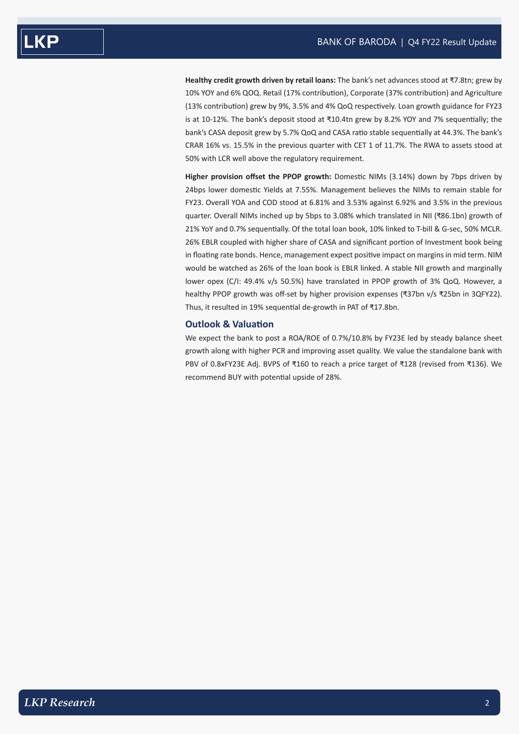**Healthy credit growth driven by retail loans:** The bank's net advances stood at ₹7.8tn; grew by 10% YOY and 6% QOQ. Retail (17% contribution), Corporate (37% contribution) and Agriculture (13% contribution) grew by 9%, 3.5% and 4% QoQ respectively. Loan growth guidance for FY23 is at 10-12%. The bank's deposit stood at ₹10.4tn grew by 8.2% YOY and 7% sequentially; the bank's CASA deposit grew by 5.7% QoQ and CASA ratio stable sequentially at 44.3%. The bank's CRAR 16% vs. 15.5% in the previous quarter with CET 1 of 11.7%. The RWA to assets stood at 50% with LCR well above the regulatory requirement.

**Higher provision offset the PPOP growth:** Domestic NIMs (3.14%) down by 7bps driven by 24bps lower domestic Yields at 7.55%. Management believes the NIMs to remain stable for FY23. Overall YOA and COD stood at 6.81% and 3.53% against 6.92% and 3.5% in the previous quarter. Overall NIMs inched up by 5bps to 3.08% which translated in NII (₹86.1bn) growth of 21% YoY and 0.7% sequentially. Of the total loan book, 10% linked to T-bill & G-sec, 50% MCLR. 26% EBLR coupled with higher share of CASA and significant portion of Investment book being in floating rate bonds. Hence, management expect positive impact on margins in mid term. NIM would be watched as 26% of the loan book is EBLR linked. A stable NII growth and marginally lower opex (C/I: 49.4% v/s 50.5%) have translated in PPOP growth of 3% QoQ. However, a healthy PPOP growth was off-set by higher provision expenses (₹37bn v/s ₹25bn in 3QFY22). Thus, it resulted in 19% sequential de-growth in PAT of ₹17.8bn.

## Outlook & Valuation

We expect the bank to post a ROA/ROE of 0.7%/10.8% by FY23E led by steady balance sheet growth along with higher PCR and improving asset quality. We value the standalone bank with PBV of 0.8xFY23E Adj. BVPS of ₹160 to reach a price target of ₹128 (revised from ₹136). We recommend BUY with potential upside of 28%.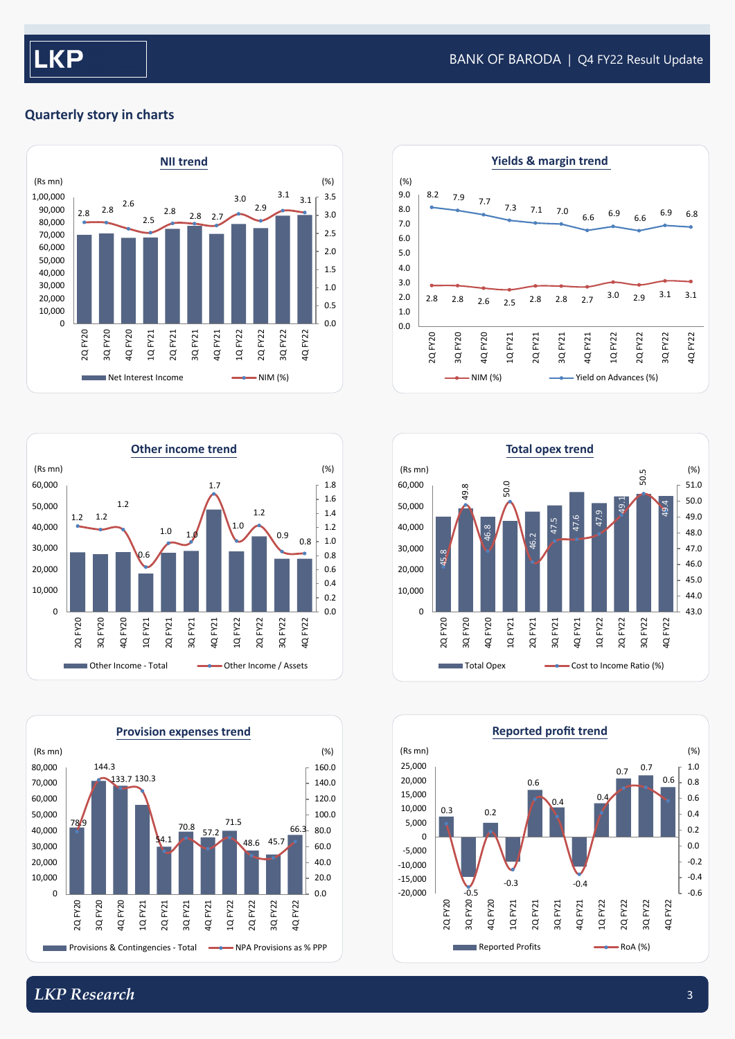## Quarterly story in charts

### NII trend

(Rs mn) / (%)

| Quarter | NIM (%) |
|---|---|
| 2Q FY20 | 2.8 |
| 3Q FY20 | 2.8 |
| 4Q FY20 | 2.6 |
| 1Q FY21 | 2.5 |
| 2Q FY21 | 2.8 |
| 3Q FY21 | 2.8 |
| 4Q FY21 | 2.7 |
| 1Q FY22 | 3.0 |
| 2Q FY22 | 2.9 |
| 3Q FY22 | 3.1 |
| 4Q FY22 | 3.1 |

Net Interest Income — NIM (%)

### Yields & margin trend

| Quarter | NIM (%) | Yield on Advances (%) |
|---|---|---|
| 2Q FY20 | 2.8 | 8.2 |
| 3Q FY20 | 2.8 | 7.9 |
| 4Q FY20 | 2.6 | 7.7 |
| 1Q FY21 | 2.5 | 7.3 |
| 2Q FY21 | 2.8 | 7.1 |
| 3Q FY21 | 2.8 | 7.0 |
| 4Q FY21 | 2.7 | 6.6 |
| 1Q FY22 | 3.0 | 6.9 |
| 2Q FY22 | 2.9 | 6.6 |
| 3Q FY22 | 3.1 | 6.9 |
| 4Q FY22 | 3.1 | 6.8 |

### Other income trend

(Rs mn) / (%)

| Quarter | Other Income / Assets |
|---|---|
| 2Q FY20 | 1.2 |
| 3Q FY20 | 1.2 |
| 4Q FY20 | 1.2 |
| 1Q FY21 | 0.6 |
| 2Q FY21 | 1.0 |
| 3Q FY21 | 1.0 |
| 4Q FY21 | 1.7 |
| 1Q FY22 | 1.0 |
| 2Q FY22 | 1.2 |
| 3Q FY22 | 0.9 |
| 4Q FY22 | 0.8 |

Other Income - Total — Other Income / Assets

### Total opex trend

(Rs mn) / (%)

| Quarter | Cost to Income Ratio (%) |
|---|---|
| 2Q FY20 | 45.8 |
| 3Q FY20 | 49.8 |
| 4Q FY20 | 46.8 |
| 1Q FY21 | 50.0 |
| 2Q FY21 | 46.2 |
| 3Q FY21 | 47.5 |
| 4Q FY21 | 47.6 |
| 1Q FY22 | 47.9 |
| 2Q FY22 | 49.1 |
| 3Q FY22 | 50.5 |
| 4Q FY22 | 49.4 |

Total Opex — Cost to Income Ratio (%)

### Provision expenses trend

(Rs mn) / (%)

| Quarter | NPA Provisions as % PPP |
|---|---|
| 2Q FY20 | 78.9 |
| 3Q FY20 | 144.3 |
| 4Q FY20 | 133.7 |
| 1Q FY21 | 130.3 |
| 2Q FY21 | 54.1 |
| 3Q FY21 | 70.8 |
| 4Q FY21 | 57.2 |
| 1Q FY22 | 71.5 |
| 2Q FY22 | 48.6 |
| 3Q FY22 | 45.7 |
| 4Q FY22 | 66.3 |

Provisions & Contingencies - Total — NPA Provisions as % PPP

### Reported profit trend

(Rs mn) / (%)

| Quarter | RoA (%) |
|---|---|
| 2Q FY20 | 0.3 |
| 3Q FY20 | -0.5 |
| 4Q FY20 | 0.2 |
| 1Q FY21 | -0.3 |
| 2Q FY21 | 0.6 |
| 3Q FY21 | 0.4 |
| 4Q FY21 | -0.4 |
| 1Q FY22 | 0.4 |
| 2Q FY22 | 0.7 |
| 3Q FY22 | 0.7 |
| 4Q FY22 | 0.6 |

Reported Profits — RoA (%)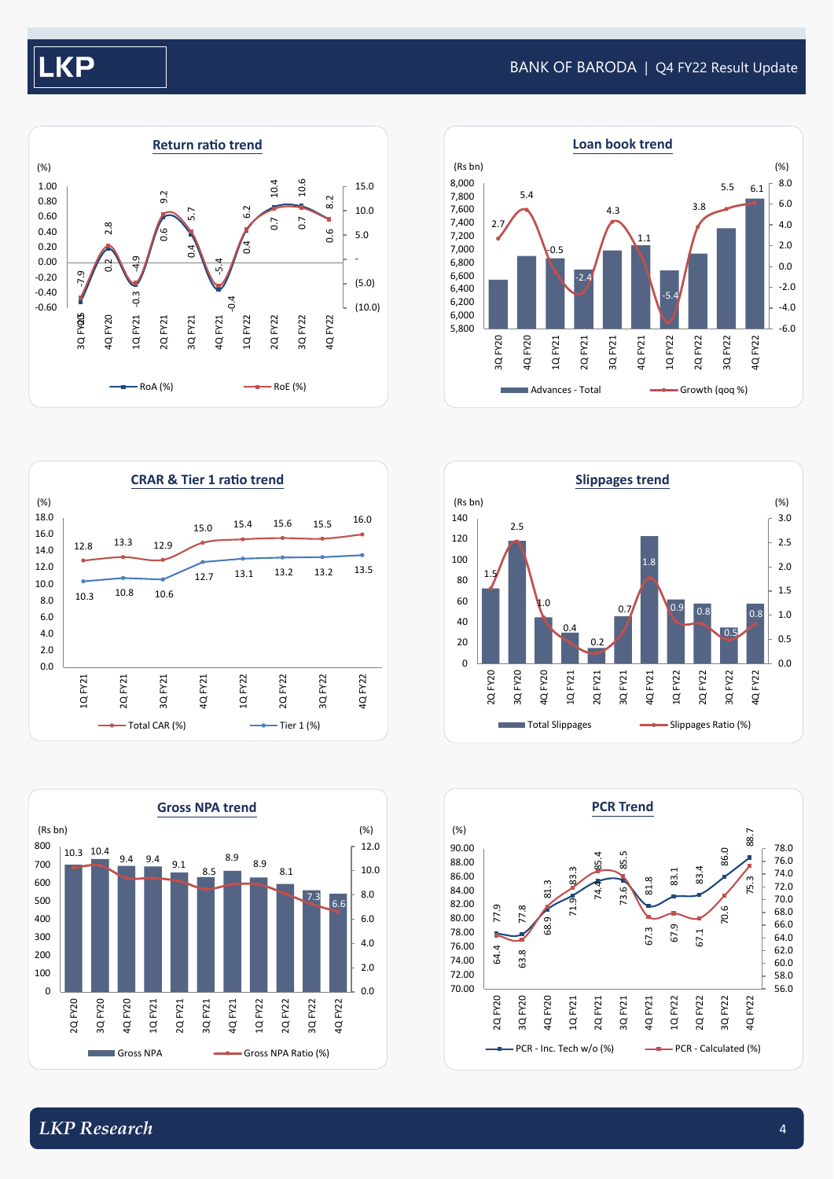## Return ratio trend

| Quarter | RoA (%) | RoE (%) |
|---|---|---|
| 3Q FY20 | -0.5 | -7.9 |
| 4Q FY20 | 0.2 | 2.8 |
| 1Q FY21 | -0.3 | -4.9 |
| 2Q FY21 | 0.6 | 9.2 |
| 3Q FY21 | 0.4 | 5.7 |
| 4Q FY21 | -0.4 | -5.4 |
| 1Q FY22 | 0.4 | 6.2 |
| 2Q FY22 | 0.7 | 10.4 |
| 3Q FY22 | 0.7 | 10.6 |
| 4Q FY22 | 0.6 | 8.2 |

## Loan book trend

| Quarter | Growth (qoq %) |
|---|---|
| 3Q FY20 | 2.7 |
| 4Q FY20 | 5.4 |
| 1Q FY21 | -0.5 |
| 2Q FY21 | -2.4 |
| 3Q FY21 | 4.3 |
| 4Q FY21 | 1.1 |
| 1Q FY22 | -5.4 |
| 2Q FY22 | 3.8 |
| 3Q FY22 | 5.5 |
| 4Q FY22 | 6.1 |

Advances - Total (Rs bn), Growth (qoq %)

## CRAR & Tier 1 ratio trend

| Quarter | Total CAR (%) | Tier 1 (%) |
|---|---|---|
| 1Q FY21 | 12.8 | 10.3 |
| 2Q FY21 | 13.3 | 10.8 |
| 3Q FY21 | 12.9 | 10.6 |
| 4Q FY21 | 15.0 | 12.7 |
| 1Q FY22 | 15.4 | 13.1 |
| 2Q FY22 | 15.6 | 13.2 |
| 3Q FY22 | 15.5 | 13.2 |
| 4Q FY22 | 16.0 | 13.5 |

## Slippages trend

| Quarter | Slippages Ratio (%) |
|---|---|
| 2Q FY20 | 1.5 |
| 3Q FY20 | 2.5 |
| 4Q FY20 | 1.0 |
| 1Q FY21 | 0.4 |
| 2Q FY21 | 0.2 |
| 3Q FY21 | 0.7 |
| 4Q FY21 | 1.8 |
| 1Q FY22 | 0.9 |
| 2Q FY22 | 0.8 |
| 3Q FY22 | 0.5 |
| 4Q FY22 | 0.8 |

Total Slippages (Rs bn), Slippages Ratio (%)

## Gross NPA trend

| Quarter | Gross NPA Ratio (%) |
|---|---|
| 2Q FY20 | 10.3 |
| 3Q FY20 | 10.4 |
| 4Q FY20 | 9.4 |
| 1Q FY21 | 9.4 |
| 2Q FY21 | 9.1 |
| 3Q FY21 | 8.5 |
| 4Q FY21 | 8.9 |
| 1Q FY22 | 8.9 |
| 2Q FY22 | 8.1 |
| 3Q FY22 | 7.3 |
| 4Q FY22 | 6.6 |

Gross NPA (Rs bn), Gross NPA Ratio (%)

## PCR Trend

| Quarter | PCR - Inc. Tech w/o (%) | PCR - Calculated (%) |
|---|---|---|
| 2Q FY20 | 77.9 | 64.4 |
| 3Q FY20 | 77.8 | 63.8 |
| 4Q FY20 | 81.3 | 68.9 |
| 1Q FY21 | 83.3 | 71.9 |
| 2Q FY21 | 85.4 | 74.4 |
| 3Q FY21 | 85.5 | 73.6 |
| 4Q FY21 | 81.8 | 67.3 |
| 1Q FY22 | 83.1 | 67.9 |
| 2Q FY22 | 83.4 | 67.1 |
| 3Q FY22 | 86.0 | 70.6 |
| 4Q FY22 | 88.7 | 75.3 |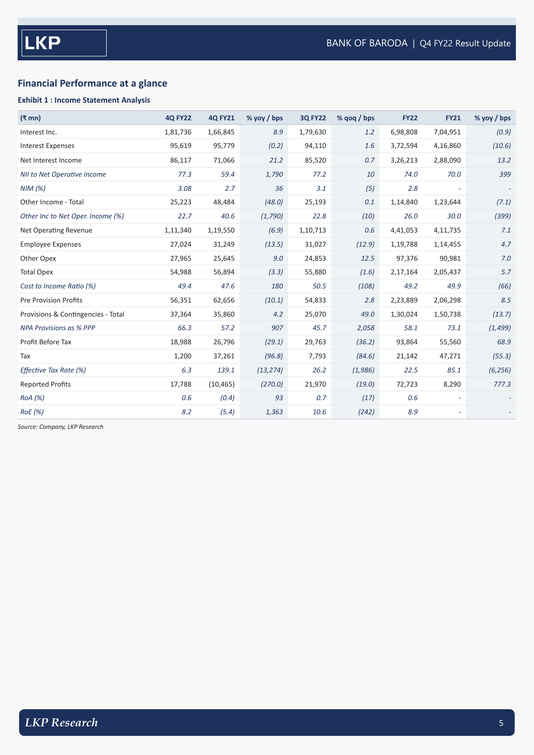## Financial Performance at a glance

**Exhibit 1 : Income Statement Analysis**

| (₹ mn) | 4Q FY22 | 4Q FY21 | % yoy / bps | 3Q FY22 | % qoq / bps | FY22 | FY21 | % yoy / bps |
|---|---|---|---|---|---|---|---|---|
| Interest Inc. | 1,81,736 | 1,66,845 | *8.9* | 1,79,630 | *1.2* | 6,98,808 | 7,04,951 | *(0.9)* |
| Interest Expenses | 95,619 | 95,779 | *(0.2)* | 94,110 | *1.6* | 3,72,594 | 4,16,860 | *(10.6)* |
| Net Interest Income | 86,117 | 71,066 | *21.2* | 85,520 | *0.7* | 3,26,213 | 2,88,090 | *13.2* |
| *NII to Net Operative Income* | *77.3* | *59.4* | *1,790* | *77.2* | *10* | *74.0* | *70.0* | *399* |
| *NIM (%)* | *3.08* | *2.7* | *36* | *3.1* | *(5)* | *2.8* | - | - |
| Other Income - Total | 25,223 | 48,484 | *(48.0)* | 25,193 | *0.1* | 1,14,840 | 1,23,644 | *(7.1)* |
| *Other Inc to Net Oper. Income (%)* | *22.7* | *40.6* | *(1,790)* | *22.8* | *(10)* | *26.0* | *30.0* | *(399)* |
| Net Operating Revenue | 1,11,340 | 1,19,550 | *(6.9)* | 1,10,713 | *0.6* | 4,41,053 | 4,11,735 | *7.1* |
| Employee Expenses | 27,024 | 31,249 | *(13.5)* | 31,027 | *(12.9)* | 1,19,788 | 1,14,455 | *4.7* |
| Other Opex | 27,965 | 25,645 | *9.0* | 24,853 | *12.5* | 97,376 | 90,981 | *7.0* |
| Total Opex | 54,988 | 56,894 | *(3.3)* | 55,880 | *(1.6)* | 2,17,164 | 2,05,437 | *5.7* |
| *Cost to Income Ratio (%)* | *49.4* | *47.6* | *180* | *50.5* | *(108)* | *49.2* | *49.9* | *(66)* |
| Pre Provision Profits | 56,351 | 62,656 | *(10.1)* | 54,833 | *2.8* | 2,23,889 | 2,06,298 | *8.5* |
| Provisions & Contingencies - Total | 37,364 | 35,860 | *4.2* | 25,070 | *49.0* | 1,30,024 | 1,50,738 | *(13.7)* |
| *NPA Provisions as % PPP* | *66.3* | *57.2* | *907* | *45.7* | *2,058* | *58.1* | *73.1* | *(1,499)* |
| Profit Before Tax | 18,988 | 26,796 | *(29.1)* | 29,763 | *(36.2)* | 93,864 | 55,560 | *68.9* |
| Tax | 1,200 | 37,261 | *(96.8)* | 7,793 | *(84.6)* | 21,142 | 47,271 | *(55.3)* |
| *Effective Tax Rate (%)* | *6.3* | *139.1* | *(13,274)* | *26.2* | *(1,986)* | *22.5* | *85.1* | *(6,256)* |
| Reported Profits | 17,788 | (10,465) | *(270.0)* | 21,970 | *(19.0)* | 72,723 | 8,290 | *777.3* |
| *RoA (%)* | *0.6* | *(0.4)* | *93* | *0.7* | *(17)* | *0.6* | - | - |
| *RoE (%)* | *8.2* | *(5.4)* | *1,363* | *10.6* | *(242)* | *8.9* | - | - |

*Source: Company, LKP Research*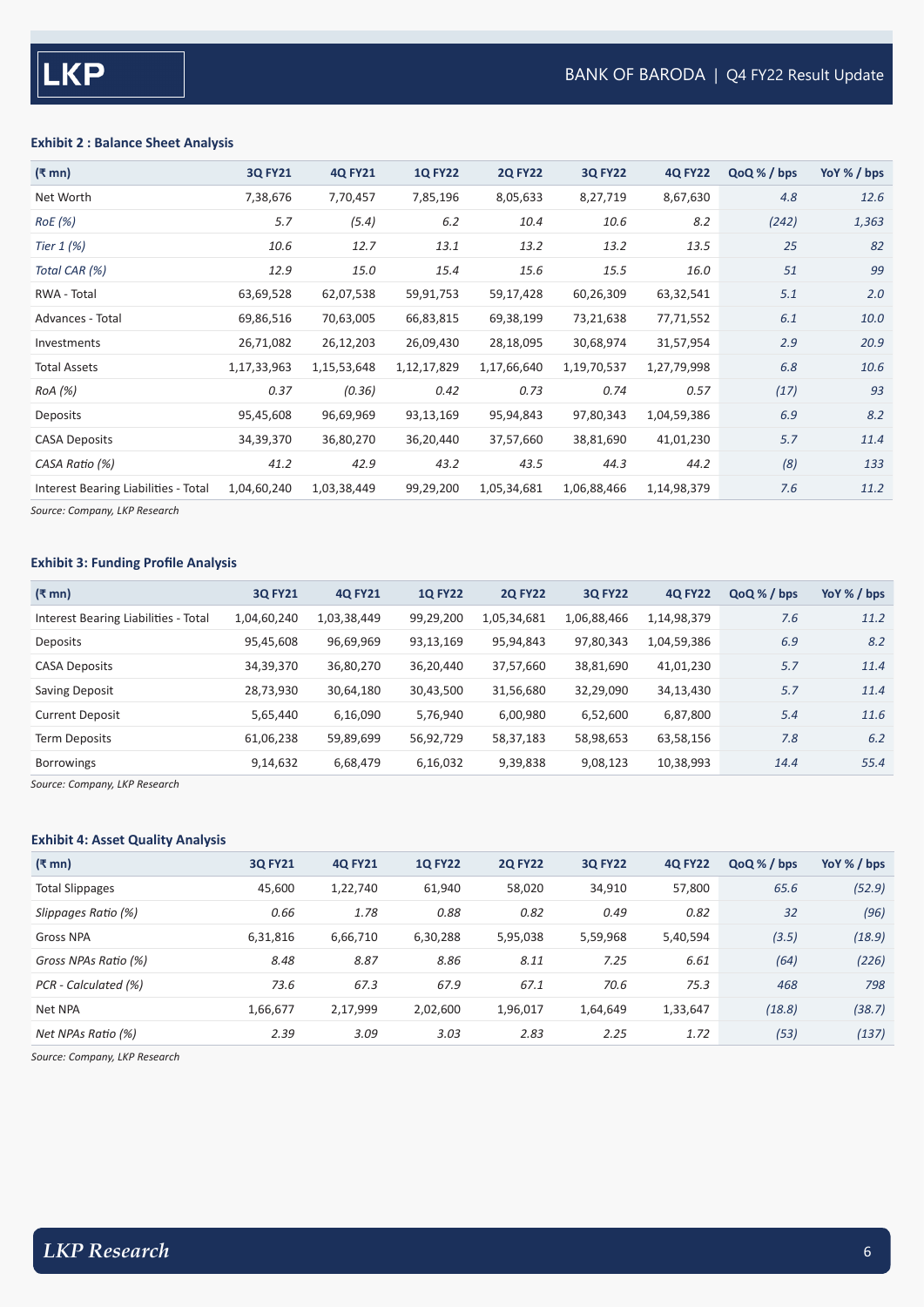**Exhibit 2 : Balance Sheet Analysis**

| (₹ mn) | 3Q FY21 | 4Q FY21 | 1Q FY22 | 2Q FY22 | 3Q FY22 | 4Q FY22 | QoQ % / bps | YoY % / bps |
|---|---|---|---|---|---|---|---|---|
| Net Worth | 7,38,676 | 7,70,457 | 7,85,196 | 8,05,633 | 8,27,719 | 8,67,630 | *4.8* | *12.6* |
| *RoE (%)* | *5.7* | *(5.4)* | *6.2* | *10.4* | *10.6* | *8.2* | *(242)* | *1,363* |
| *Tier 1 (%)* | *10.6* | *12.7* | *13.1* | *13.2* | *13.2* | *13.5* | *25* | *82* |
| *Total CAR (%)* | *12.9* | *15.0* | *15.4* | *15.6* | *15.5* | *16.0* | *51* | *99* |
| RWA - Total | 63,69,528 | 62,07,538 | 59,91,753 | 59,17,428 | 60,26,309 | 63,32,541 | *5.1* | *2.0* |
| Advances - Total | 69,86,516 | 70,63,005 | 66,83,815 | 69,38,199 | 73,21,638 | 77,71,552 | *6.1* | *10.0* |
| Investments | 26,71,082 | 26,12,203 | 26,09,430 | 28,18,095 | 30,68,974 | 31,57,954 | *2.9* | *20.9* |
| Total Assets | 1,17,33,963 | 1,15,53,648 | 1,12,17,829 | 1,17,66,640 | 1,19,70,537 | 1,27,79,998 | *6.8* | *10.6* |
| *RoA (%)* | *0.37* | *(0.36)* | *0.42* | *0.73* | *0.74* | *0.57* | *(17)* | *93* |
| Deposits | 95,45,608 | 96,69,969 | 93,13,169 | 95,94,843 | 97,80,343 | 1,04,59,386 | *6.9* | *8.2* |
| CASA Deposits | 34,39,370 | 36,80,270 | 36,20,440 | 37,57,660 | 38,81,690 | 41,01,230 | *5.7* | *11.4* |
| *CASA Ratio (%)* | *41.2* | *42.9* | *43.2* | *43.5* | *44.3* | *44.2* | *(8)* | *133* |
| Interest Bearing Liabilities - Total | 1,04,60,240 | 1,03,38,449 | 99,29,200 | 1,05,34,681 | 1,06,88,466 | 1,14,98,379 | *7.6* | *11.2* |

*Source: Company, LKP Research*

**Exhibit 3: Funding Profile Analysis**

| (₹ mn) | 3Q FY21 | 4Q FY21 | 1Q FY22 | 2Q FY22 | 3Q FY22 | 4Q FY22 | QoQ % / bps | YoY % / bps |
|---|---|---|---|---|---|---|---|---|
| Interest Bearing Liabilities - Total | 1,04,60,240 | 1,03,38,449 | 99,29,200 | 1,05,34,681 | 1,06,88,466 | 1,14,98,379 | *7.6* | *11.2* |
| Deposits | 95,45,608 | 96,69,969 | 93,13,169 | 95,94,843 | 97,80,343 | 1,04,59,386 | *6.9* | *8.2* |
| CASA Deposits | 34,39,370 | 36,80,270 | 36,20,440 | 37,57,660 | 38,81,690 | 41,01,230 | *5.7* | *11.4* |
| Saving Deposit | 28,73,930 | 30,64,180 | 30,43,500 | 31,56,680 | 32,29,090 | 34,13,430 | *5.7* | *11.4* |
| Current Deposit | 5,65,440 | 6,16,090 | 5,76,940 | 6,00,980 | 6,52,600 | 6,87,800 | *5.4* | *11.6* |
| Term Deposits | 61,06,238 | 59,89,699 | 56,92,729 | 58,37,183 | 58,98,653 | 63,58,156 | *7.8* | *6.2* |
| Borrowings | 9,14,632 | 6,68,479 | 6,16,032 | 9,39,838 | 9,08,123 | 10,38,993 | *14.4* | *55.4* |

*Source: Company, LKP Research*

**Exhibit 4: Asset Quality Analysis**

| (₹ mn) | 3Q FY21 | 4Q FY21 | 1Q FY22 | 2Q FY22 | 3Q FY22 | 4Q FY22 | QoQ % / bps | YoY % / bps |
|---|---|---|---|---|---|---|---|---|
| Total Slippages | 45,600 | 1,22,740 | 61,940 | 58,020 | 34,910 | 57,800 | *65.6* | *(52.9)* |
| *Slippages Ratio (%)* | *0.66* | *1.78* | *0.88* | *0.82* | *0.49* | *0.82* | *32* | *(96)* |
| Gross NPA | 6,31,816 | 6,66,710 | 6,30,288 | 5,95,038 | 5,59,968 | 5,40,594 | *(3.5)* | *(18.9)* |
| *Gross NPAs Ratio (%)* | *8.48* | *8.87* | *8.86* | *8.11* | *7.25* | *6.61* | *(64)* | *(226)* |
| *PCR - Calculated (%)* | *73.6* | *67.3* | *67.9* | *67.1* | *70.6* | *75.3* | *468* | *798* |
| Net NPA | 1,66,677 | 2,17,999 | 2,02,600 | 1,96,017 | 1,64,649 | 1,33,647 | *(18.8)* | *(38.7)* |
| *Net NPAs Ratio (%)* | *2.39* | *3.09* | *3.03* | *2.83* | *2.25* | *1.72* | *(53)* | *(137)* |

*Source: Company, LKP Research*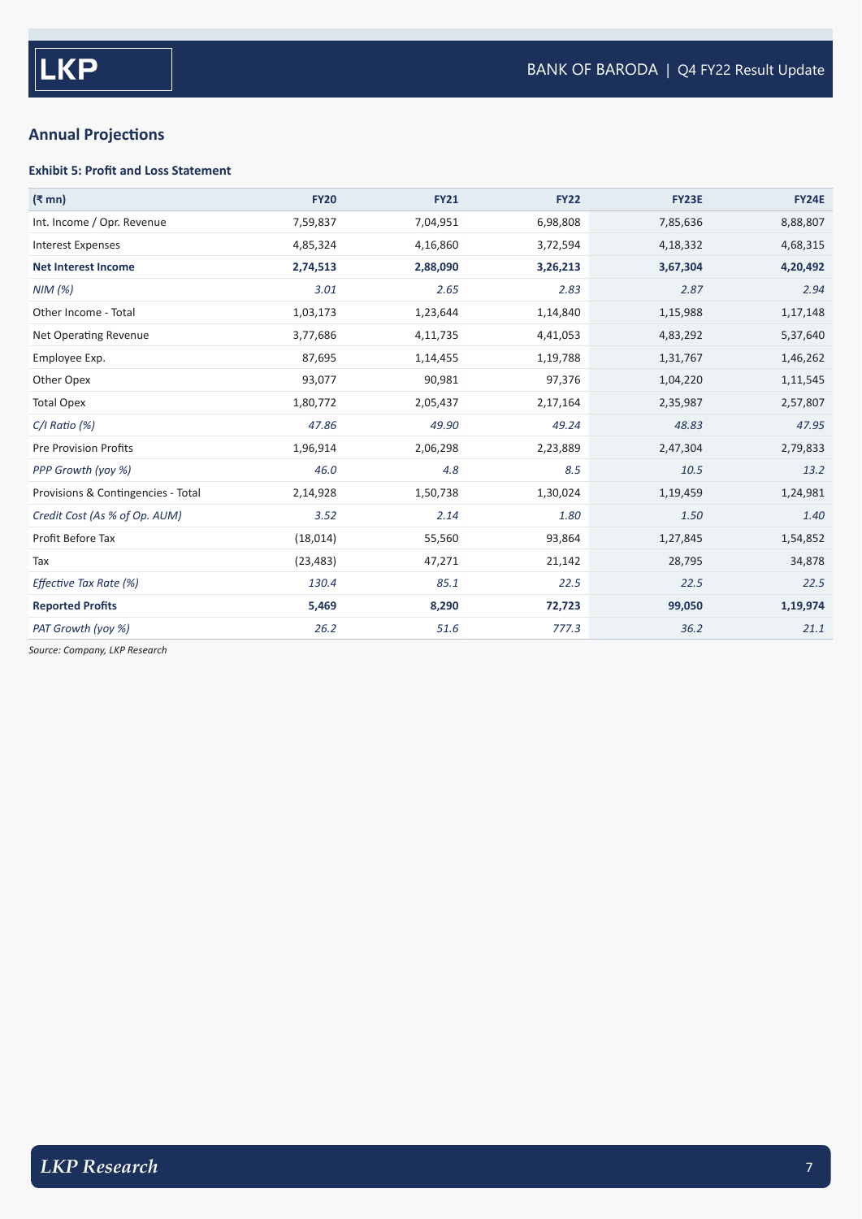## Annual Projections

**Exhibit 5: Profit and Loss Statement**

| (₹ mn) | FY20 | FY21 | FY22 | FY23E | FY24E |
|---|---|---|---|---|---|
| Int. Income / Opr. Revenue | 7,59,837 | 7,04,951 | 6,98,808 | 7,85,636 | 8,88,807 |
| Interest Expenses | 4,85,324 | 4,16,860 | 3,72,594 | 4,18,332 | 4,68,315 |
| **Net Interest Income** | **2,74,513** | **2,88,090** | **3,26,213** | **3,67,304** | **4,20,492** |
| *NIM (%)* | *3.01* | *2.65* | *2.83* | *2.87* | *2.94* |
| Other Income - Total | 1,03,173 | 1,23,644 | 1,14,840 | 1,15,988 | 1,17,148 |
| Net Operating Revenue | 3,77,686 | 4,11,735 | 4,41,053 | 4,83,292 | 5,37,640 |
| Employee Exp. | 87,695 | 1,14,455 | 1,19,788 | 1,31,767 | 1,46,262 |
| Other Opex | 93,077 | 90,981 | 97,376 | 1,04,220 | 1,11,545 |
| Total Opex | 1,80,772 | 2,05,437 | 2,17,164 | 2,35,987 | 2,57,807 |
| *C/I Ratio (%)* | *47.86* | *49.90* | *49.24* | *48.83* | *47.95* |
| Pre Provision Profits | 1,96,914 | 2,06,298 | 2,23,889 | 2,47,304 | 2,79,833 |
| *PPP Growth (yoy %)* | *46.0* | *4.8* | *8.5* | *10.5* | *13.2* |
| Provisions & Contingencies - Total | 2,14,928 | 1,50,738 | 1,30,024 | 1,19,459 | 1,24,981 |
| *Credit Cost (As % of Op. AUM)* | *3.52* | *2.14* | *1.80* | *1.50* | *1.40* |
| Profit Before Tax | (18,014) | 55,560 | 93,864 | 1,27,845 | 1,54,852 |
| Tax | (23,483) | 47,271 | 21,142 | 28,795 | 34,878 |
| *Effective Tax Rate (%)* | *130.4* | *85.1* | *22.5* | *22.5* | *22.5* |
| **Reported Profits** | **5,469** | **8,290** | **72,723** | **99,050** | **1,19,974** |
| *PAT Growth (yoy %)* | *26.2* | *51.6* | *777.3* | *36.2* | *21.1* |

*Source: Company, LKP Research*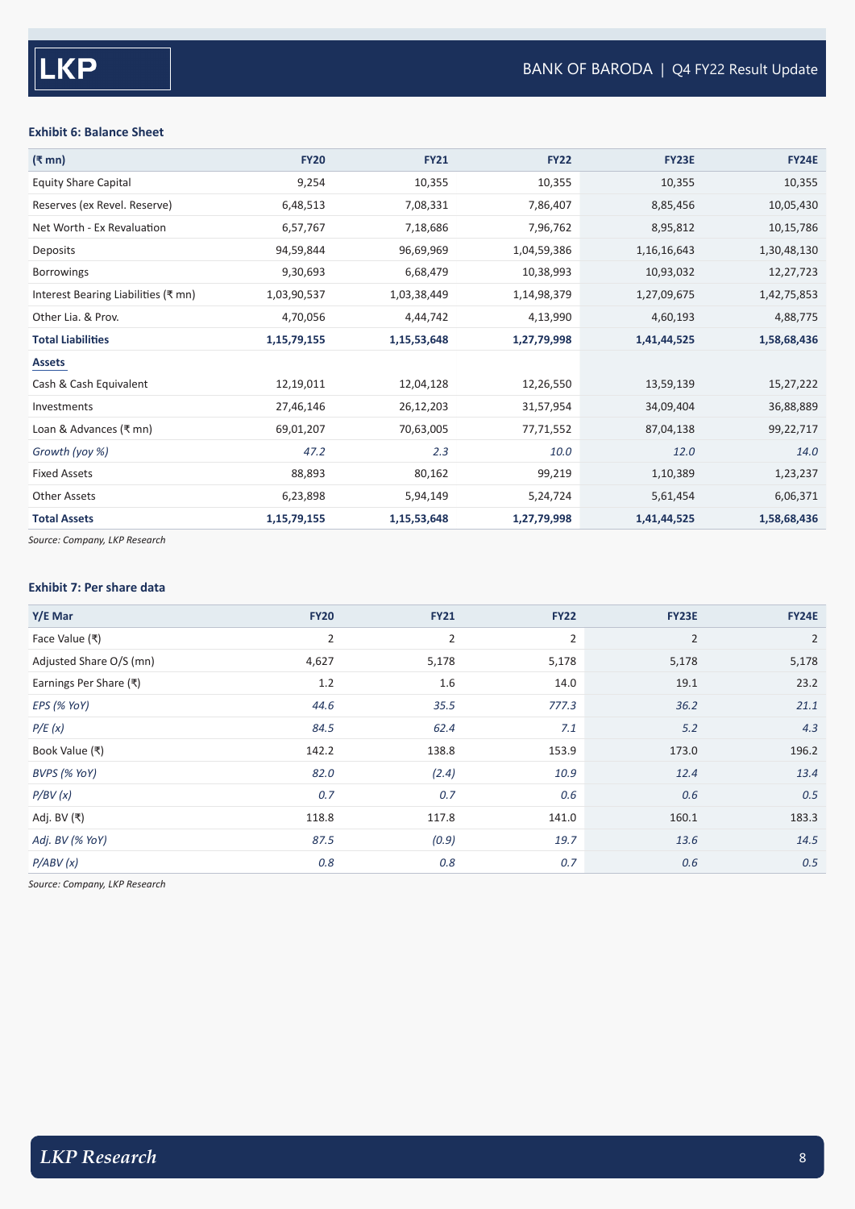**Exhibit 6: Balance Sheet**

| (₹ mn) | FY20 | FY21 | FY22 | FY23E | FY24E |
|---|---|---|---|---|---|
| Equity Share Capital | 9,254 | 10,355 | 10,355 | 10,355 | 10,355 |
| Reserves (ex Revel. Reserve) | 6,48,513 | 7,08,331 | 7,86,407 | 8,85,456 | 10,05,430 |
| Net Worth - Ex Revaluation | 6,57,767 | 7,18,686 | 7,96,762 | 8,95,812 | 10,15,786 |
| Deposits | 94,59,844 | 96,69,969 | 1,04,59,386 | 1,16,16,643 | 1,30,48,130 |
| Borrowings | 9,30,693 | 6,68,479 | 10,38,993 | 10,93,032 | 12,27,723 |
| Interest Bearing Liabilities (₹ mn) | 1,03,90,537 | 1,03,38,449 | 1,14,98,379 | 1,27,09,675 | 1,42,75,853 |
| Other Lia. & Prov. | 4,70,056 | 4,44,742 | 4,13,990 | 4,60,193 | 4,88,775 |
| **Total Liabilities** | **1,15,79,155** | **1,15,53,648** | **1,27,79,998** | **1,41,44,525** | **1,58,68,436** |
| **Assets** | | | | | |
| Cash & Cash Equivalent | 12,19,011 | 12,04,128 | 12,26,550 | 13,59,139 | 15,27,222 |
| Investments | 27,46,146 | 26,12,203 | 31,57,954 | 34,09,404 | 36,88,889 |
| Loan & Advances (₹ mn) | 69,01,207 | 70,63,005 | 77,71,552 | 87,04,138 | 99,22,717 |
| *Growth (yoy %)* | *47.2* | *2.3* | *10.0* | *12.0* | *14.0* |
| Fixed Assets | 88,893 | 80,162 | 99,219 | 1,10,389 | 1,23,237 |
| Other Assets | 6,23,898 | 5,94,149 | 5,24,724 | 5,61,454 | 6,06,371 |
| **Total Assets** | **1,15,79,155** | **1,15,53,648** | **1,27,79,998** | **1,41,44,525** | **1,58,68,436** |

*Source: Company, LKP Research*

**Exhibit 7: Per share data**

| Y/E Mar | FY20 | FY21 | FY22 | FY23E | FY24E |
|---|---|---|---|---|---|
| Face Value (₹) | 2 | 2 | 2 | 2 | 2 |
| Adjusted Share O/S (mn) | 4,627 | 5,178 | 5,178 | 5,178 | 5,178 |
| Earnings Per Share (₹) | 1.2 | 1.6 | 14.0 | 19.1 | 23.2 |
| *EPS (% YoY)* | *44.6* | *35.5* | *777.3* | *36.2* | *21.1* |
| *P/E (x)* | *84.5* | *62.4* | *7.1* | *5.2* | *4.3* |
| Book Value (₹) | 142.2 | 138.8 | 153.9 | 173.0 | 196.2 |
| *BVPS (% YoY)* | *82.0* | *(2.4)* | *10.9* | *12.4* | *13.4* |
| *P/BV (x)* | *0.7* | *0.7* | *0.6* | *0.6* | *0.5* |
| Adj. BV (₹) | 118.8 | 117.8 | 141.0 | 160.1 | 183.3 |
| *Adj. BV (% YoY)* | *87.5* | *(0.9)* | *19.7* | *13.6* | *14.5* |
| *P/ABV (x)* | *0.8* | *0.8* | *0.7* | *0.6* | *0.5* |

*Source: Company, LKP Research*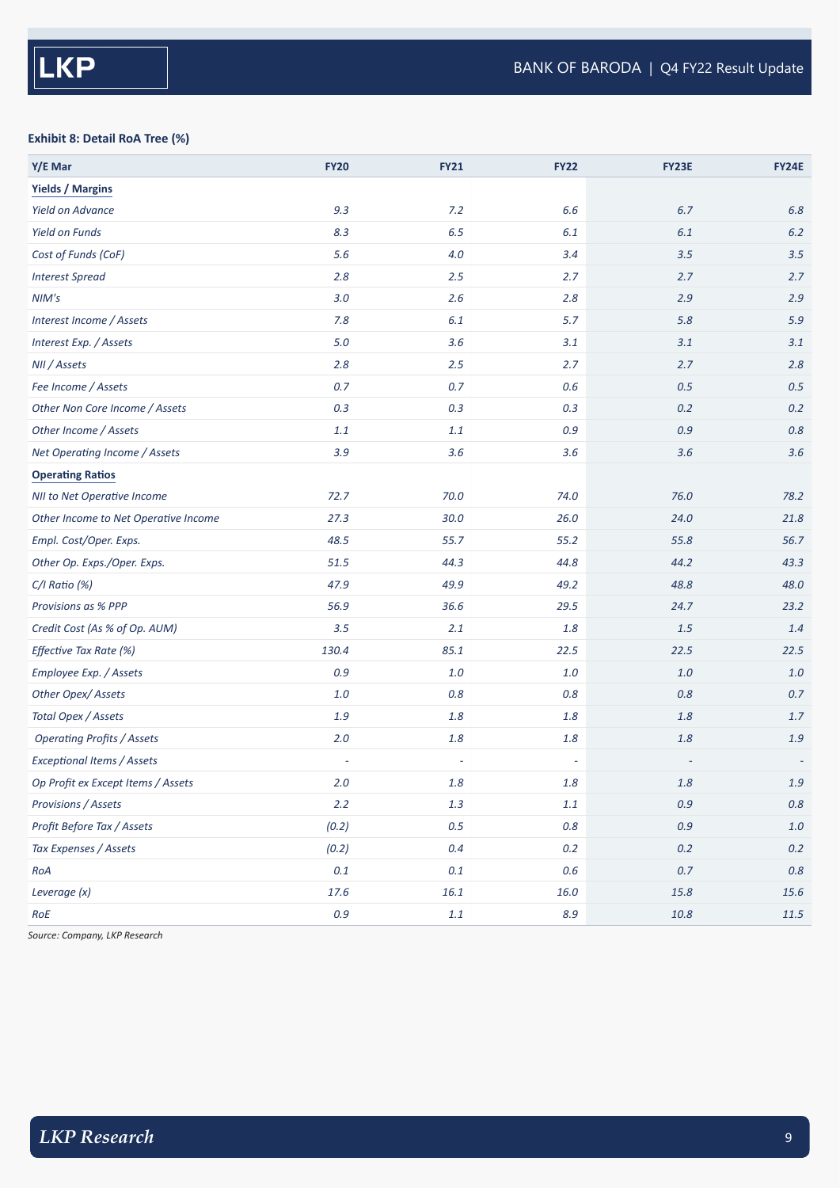**Exhibit 8: Detail RoA Tree (%)**

| Y/E Mar | FY20 | FY21 | FY22 | FY23E | FY24E |
|---|---|---|---|---|---|
| **Yields / Margins** | | | | | |
| *Yield on Advance* | 9.3 | 7.2 | 6.6 | 6.7 | 6.8 |
| *Yield on Funds* | 8.3 | 6.5 | 6.1 | 6.1 | 6.2 |
| *Cost of Funds (CoF)* | 5.6 | 4.0 | 3.4 | 3.5 | 3.5 |
| *Interest Spread* | 2.8 | 2.5 | 2.7 | 2.7 | 2.7 |
| *NIM's* | 3.0 | 2.6 | 2.8 | 2.9 | 2.9 |
| *Interest Income / Assets* | 7.8 | 6.1 | 5.7 | 5.8 | 5.9 |
| *Interest Exp. / Assets* | 5.0 | 3.6 | 3.1 | 3.1 | 3.1 |
| *NII / Assets* | 2.8 | 2.5 | 2.7 | 2.7 | 2.8 |
| *Fee Income / Assets* | 0.7 | 0.7 | 0.6 | 0.5 | 0.5 |
| *Other Non Core Income / Assets* | 0.3 | 0.3 | 0.3 | 0.2 | 0.2 |
| *Other Income / Assets* | 1.1 | 1.1 | 0.9 | 0.9 | 0.8 |
| *Net Operating Income / Assets* | 3.9 | 3.6 | 3.6 | 3.6 | 3.6 |
| **Operating Ratios** | | | | | |
| *NII to Net Operative Income* | 72.7 | 70.0 | 74.0 | 76.0 | 78.2 |
| *Other Income to Net Operative Income* | 27.3 | 30.0 | 26.0 | 24.0 | 21.8 |
| *Empl. Cost/Oper. Exps.* | 48.5 | 55.7 | 55.2 | 55.8 | 56.7 |
| *Other Op. Exps./Oper. Exps.* | 51.5 | 44.3 | 44.8 | 44.2 | 43.3 |
| *C/I Ratio (%)* | 47.9 | 49.9 | 49.2 | 48.8 | 48.0 |
| *Provisions as % PPP* | 56.9 | 36.6 | 29.5 | 24.7 | 23.2 |
| *Credit Cost (As % of Op. AUM)* | 3.5 | 2.1 | 1.8 | 1.5 | 1.4 |
| *Effective Tax Rate (%)* | 130.4 | 85.1 | 22.5 | 22.5 | 22.5 |
| *Employee Exp. / Assets* | 0.9 | 1.0 | 1.0 | 1.0 | 1.0 |
| *Other Opex/ Assets* | 1.0 | 0.8 | 0.8 | 0.8 | 0.7 |
| *Total Opex / Assets* | 1.9 | 1.8 | 1.8 | 1.8 | 1.7 |
| *Operating Profits / Assets* | 2.0 | 1.8 | 1.8 | 1.8 | 1.9 |
| *Exceptional Items / Assets* | - | - | - | - | - |
| *Op Profit ex Except Items / Assets* | 2.0 | 1.8 | 1.8 | 1.8 | 1.9 |
| *Provisions / Assets* | 2.2 | 1.3 | 1.1 | 0.9 | 0.8 |
| *Profit Before Tax / Assets* | (0.2) | 0.5 | 0.8 | 0.9 | 1.0 |
| *Tax Expenses / Assets* | (0.2) | 0.4 | 0.2 | 0.2 | 0.2 |
| *RoA* | 0.1 | 0.1 | 0.6 | 0.7 | 0.8 |
| *Leverage (x)* | 17.6 | 16.1 | 16.0 | 15.8 | 15.6 |
| *RoE* | 0.9 | 1.1 | 8.9 | 10.8 | 11.5 |

*Source: Company, LKP Research*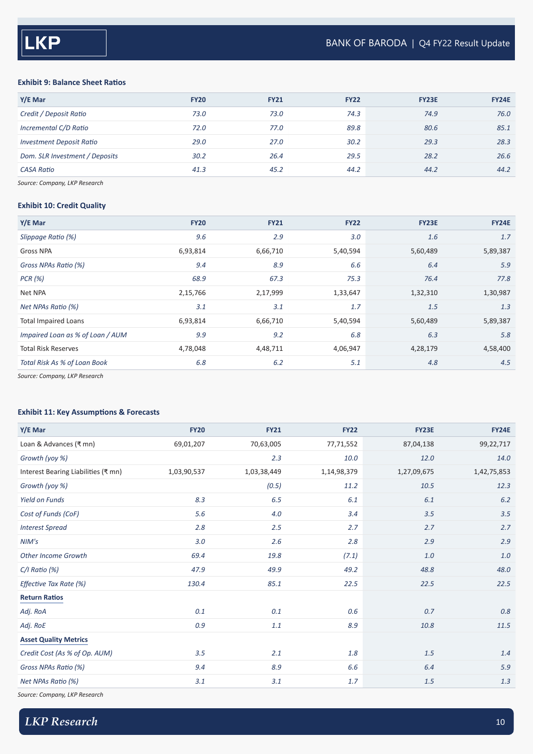**Exhibit 9: Balance Sheet Ratios**

| Y/E Mar | FY20 | FY21 | FY22 | FY23E | FY24E |
|---|---|---|---|---|---|
| *Credit / Deposit Ratio* | *73.0* | *73.0* | *74.3* | *74.9* | *76.0* |
| *Incremental C/D Ratio* | *72.0* | *77.0* | *89.8* | *80.6* | *85.1* |
| *Investment Deposit Ratio* | *29.0* | *27.0* | *30.2* | *29.3* | *28.3* |
| *Dom. SLR Investment / Deposits* | *30.2* | *26.4* | *29.5* | *28.2* | *26.6* |
| *CASA Ratio* | *41.3* | *45.2* | *44.2* | *44.2* | *44.2* |

*Source: Company, LKP Research*

**Exhibit 10: Credit Quality**

| Y/E Mar | FY20 | FY21 | FY22 | FY23E | FY24E |
|---|---|---|---|---|---|
| *Slippage Ratio (%)* | *9.6* | *2.9* | *3.0* | *1.6* | *1.7* |
| Gross NPA | 6,93,814 | 6,66,710 | 5,40,594 | 5,60,489 | 5,89,387 |
| *Gross NPAs Ratio (%)* | *9.4* | *8.9* | *6.6* | *6.4* | *5.9* |
| *PCR (%)* | *68.9* | *67.3* | *75.3* | *76.4* | *77.8* |
| Net NPA | 2,15,766 | 2,17,999 | 1,33,647 | 1,32,310 | 1,30,987 |
| *Net NPAs Ratio (%)* | *3.1* | *3.1* | *1.7* | *1.5* | *1.3* |
| Total Impaired Loans | 6,93,814 | 6,66,710 | 5,40,594 | 5,60,489 | 5,89,387 |
| *Impaired Loan as % of Loan / AUM* | *9.9* | *9.2* | *6.8* | *6.3* | *5.8* |
| Total Risk Reserves | 4,78,048 | 4,48,711 | 4,06,947 | 4,28,179 | 4,58,400 |
| *Total Risk As % of Loan Book* | *6.8* | *6.2* | *5.1* | *4.8* | *4.5* |

*Source: Company, LKP Research*

**Exhibit 11: Key Assumptions & Forecasts**

| Y/E Mar | FY20 | FY21 | FY22 | FY23E | FY24E |
|---|---|---|---|---|---|
| Loan & Advances (₹ mn) | 69,01,207 | 70,63,005 | 77,71,552 | 87,04,138 | 99,22,717 |
| *Growth (yoy %)* | | *2.3* | *10.0* | *12.0* | *14.0* |
| Interest Bearing Liabilities (₹ mn) | 1,03,90,537 | 1,03,38,449 | 1,14,98,379 | 1,27,09,675 | 1,42,75,853 |
| *Growth (yoy %)* | | *(0.5)* | *11.2* | *10.5* | *12.3* |
| *Yield on Funds* | *8.3* | *6.5* | *6.1* | *6.1* | *6.2* |
| *Cost of Funds (CoF)* | *5.6* | *4.0* | *3.4* | *3.5* | *3.5* |
| *Interest Spread* | *2.8* | *2.5* | *2.7* | *2.7* | *2.7* |
| *NIM's* | *3.0* | *2.6* | *2.8* | *2.9* | *2.9* |
| *Other Income Growth* | *69.4* | *19.8* | *(7.1)* | *1.0* | *1.0* |
| *C/I Ratio (%)* | *47.9* | *49.9* | *49.2* | *48.8* | *48.0* |
| *Effective Tax Rate (%)* | *130.4* | *85.1* | *22.5* | *22.5* | *22.5* |
| **Return Ratios** | | | | | |
| *Adj. RoA* | *0.1* | *0.1* | *0.6* | *0.7* | *0.8* |
| *Adj. RoE* | *0.9* | *1.1* | *8.9* | *10.8* | *11.5* |
| **Asset Quality Metrics** | | | | | |
| *Credit Cost (As % of Op. AUM)* | *3.5* | *2.1* | *1.8* | *1.5* | *1.4* |
| *Gross NPAs Ratio (%)* | *9.4* | *8.9* | *6.6* | *6.4* | *5.9* |
| *Net NPAs Ratio (%)* | *3.1* | *3.1* | *1.7* | *1.5* | *1.3* |

*Source: Company, LKP Research*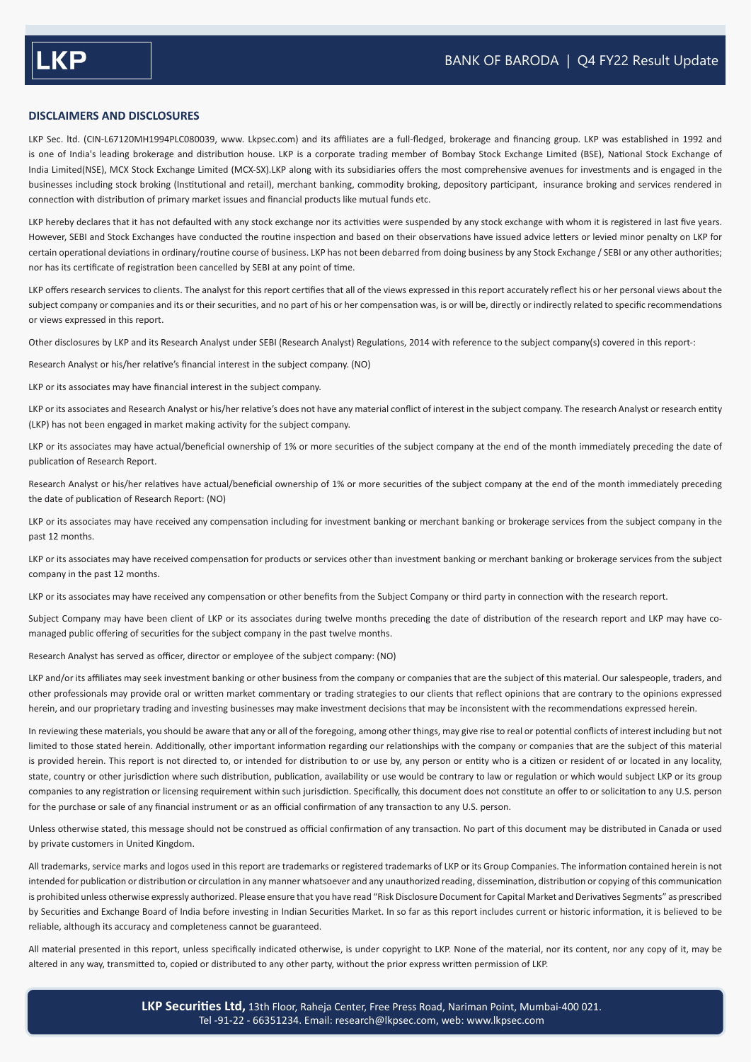## DISCLAIMERS AND DISCLOSURES

LKP Sec. ltd. (CIN-L67120MH1994PLC080039, www. Lkpsec.com) and its affiliates are a full-fledged, brokerage and financing group. LKP was established in 1992 and is one of India's leading brokerage and distribution house. LKP is a corporate trading member of Bombay Stock Exchange Limited (BSE), National Stock Exchange of India Limited(NSE), MCX Stock Exchange Limited (MCX-SX).LKP along with its subsidiaries offers the most comprehensive avenues for investments and is engaged in the businesses including stock broking (Institutional and retail), merchant banking, commodity broking, depository participant, insurance broking and services rendered in connection with distribution of primary market issues and financial products like mutual funds etc.

LKP hereby declares that it has not defaulted with any stock exchange nor its activities were suspended by any stock exchange with whom it is registered in last five years. However, SEBI and Stock Exchanges have conducted the routine inspection and based on their observations have issued advice letters or levied minor penalty on LKP for certain operational deviations in ordinary/routine course of business. LKP has not been debarred from doing business by any Stock Exchange / SEBI or any other authorities; nor has its certificate of registration been cancelled by SEBI at any point of time.

LKP offers research services to clients. The analyst for this report certifies that all of the views expressed in this report accurately reflect his or her personal views about the subject company or companies and its or their securities, and no part of his or her compensation was, is or will be, directly or indirectly related to specific recommendations or views expressed in this report.

Other disclosures by LKP and its Research Analyst under SEBI (Research Analyst) Regulations, 2014 with reference to the subject company(s) covered in this report-:

Research Analyst or his/her relative's financial interest in the subject company. (NO)

LKP or its associates may have financial interest in the subject company.

LKP or its associates and Research Analyst or his/her relative's does not have any material conflict of interest in the subject company. The research Analyst or research entity (LKP) has not been engaged in market making activity for the subject company.

LKP or its associates may have actual/beneficial ownership of 1% or more securities of the subject company at the end of the month immediately preceding the date of publication of Research Report.

Research Analyst or his/her relatives have actual/beneficial ownership of 1% or more securities of the subject company at the end of the month immediately preceding the date of publication of Research Report: (NO)

LKP or its associates may have received any compensation including for investment banking or merchant banking or brokerage services from the subject company in the past 12 months.

LKP or its associates may have received compensation for products or services other than investment banking or merchant banking or brokerage services from the subject company in the past 12 months.

LKP or its associates may have received any compensation or other benefits from the Subject Company or third party in connection with the research report.

Subject Company may have been client of LKP or its associates during twelve months preceding the date of distribution of the research report and LKP may have co-managed public offering of securities for the subject company in the past twelve months.

Research Analyst has served as officer, director or employee of the subject company: (NO)

LKP and/or its affiliates may seek investment banking or other business from the company or companies that are the subject of this material. Our salespeople, traders, and other professionals may provide oral or written market commentary or trading strategies to our clients that reflect opinions that are contrary to the opinions expressed herein, and our proprietary trading and investing businesses may make investment decisions that may be inconsistent with the recommendations expressed herein.

In reviewing these materials, you should be aware that any or all of the foregoing, among other things, may give rise to real or potential conflicts of interest including but not limited to those stated herein. Additionally, other important information regarding our relationships with the company or companies that are the subject of this material is provided herein. This report is not directed to, or intended for distribution to or use by, any person or entity who is a citizen or resident of or located in any locality, state, country or other jurisdiction where such distribution, publication, availability or use would be contrary to law or regulation or which would subject LKP or its group companies to any registration or licensing requirement within such jurisdiction. Specifically, this document does not constitute an offer to or solicitation to any U.S. person for the purchase or sale of any financial instrument or as an official confirmation of any transaction to any U.S. person.

Unless otherwise stated, this message should not be construed as official confirmation of any transaction. No part of this document may be distributed in Canada or used by private customers in United Kingdom.

All trademarks, service marks and logos used in this report are trademarks or registered trademarks of LKP or its Group Companies. The information contained herein is not intended for publication or distribution or circulation in any manner whatsoever and any unauthorized reading, dissemination, distribution or copying of this communication is prohibited unless otherwise expressly authorized. Please ensure that you have read "Risk Disclosure Document for Capital Market and Derivatives Segments" as prescribed by Securities and Exchange Board of India before investing in Indian Securities Market. In so far as this report includes current or historic information, it is believed to be reliable, although its accuracy and completeness cannot be guaranteed.

All material presented in this report, unless specifically indicated otherwise, is under copyright to LKP. None of the material, nor its content, nor any copy of it, may be altered in any way, transmitted to, copied or distributed to any other party, without the prior express written permission of LKP.

**LKP Securities Ltd,** 13th Floor, Raheja Center, Free Press Road, Nariman Point, Mumbai-400 021.
Tel -91-22 - 66351234. Email: research@lkpsec.com, web: www.lkpsec.com